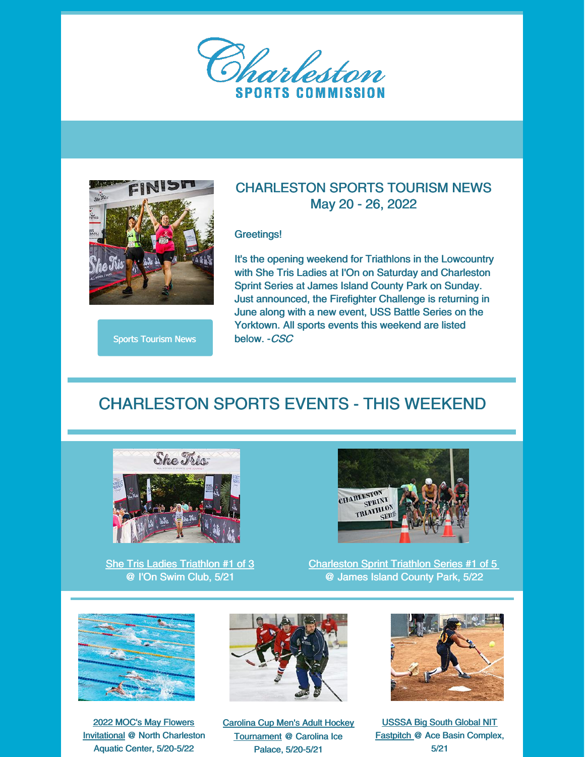# Charleston

SPORTS COMMISSION

Sports Tourism News

## CHARLESTON SPORTS TOURISM NEWS
May 20 - 26, 2022

Greetings!

It's the opening weekend for Triathlons in the Lowcountry with She Tris Ladies at I'On on Saturday and Charleston Sprint Series at James Island County Park on Sunday. Just announced, the Firefighter Challenge is returning in June along with a new event, USS Battle Series on the Yorktown. All sports events this weekend are listed below. -*CSC*

## CHARLESTON SPORTS EVENTS - THIS WEEKEND

She Tris Ladies Triathlon #1 of 3 @ I'On Swim Club, 5/21

Charleston Sprint Triathlon Series #1 of 5 @ James Island County Park, 5/22

2022 MOC's May Flowers Invitational @ North Charleston Aquatic Center, 5/20-5/22

Carolina Cup Men's Adult Hockey Tournament @ Carolina Ice Palace, 5/20-5/21

USSSA Big South Global NIT Fastpitch @ Ace Basin Complex, 5/21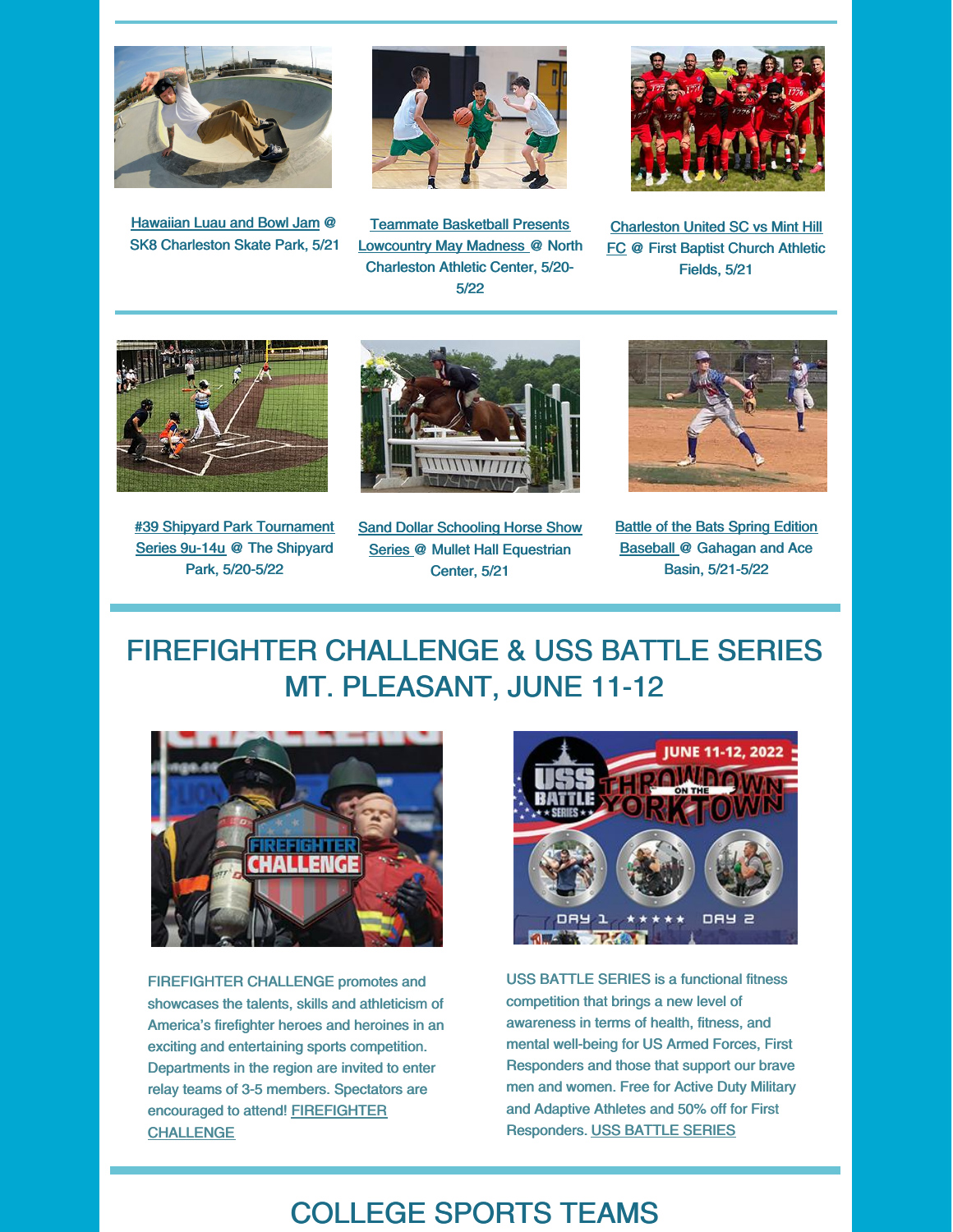Hawaiian Luau and Bowl Jam @ SK8 Charleston Skate Park, 5/21

Teammate Basketball Presents Lowcountry May Madness @ North Charleston Athletic Center, 5/20-5/22

Charleston United SC vs Mint Hill FC @ First Baptist Church Athletic Fields, 5/21

#39 Shipyard Park Tournament Series 9u-14u @ The Shipyard Park, 5/20-5/22

Sand Dollar Schooling Horse Show Series @ Mullet Hall Equestrian Center, 5/21

Battle of the Bats Spring Edition Baseball @ Gahagan and Ace Basin, 5/21-5/22

## FIREFIGHTER CHALLENGE & USS BATTLE SERIES MT. PLEASANT, JUNE 11-12

FIREFIGHTER CHALLENGE promotes and showcases the talents, skills and athleticism of America's firefighter heroes and heroines in an exciting and entertaining sports competition. Departments in the region are invited to enter relay teams of 3-5 members. Spectators are encouraged to attend! FIREFIGHTER CHALLENGE

USS BATTLE SERIES is a functional fitness competition that brings a new level of awareness in terms of health, fitness, and mental well-being for US Armed Forces, First Responders and those that support our brave men and women. Free for Active Duty Military and Adaptive Athletes and 50% off for First Responders. USS BATTLE SERIES

## COLLEGE SPORTS TEAMS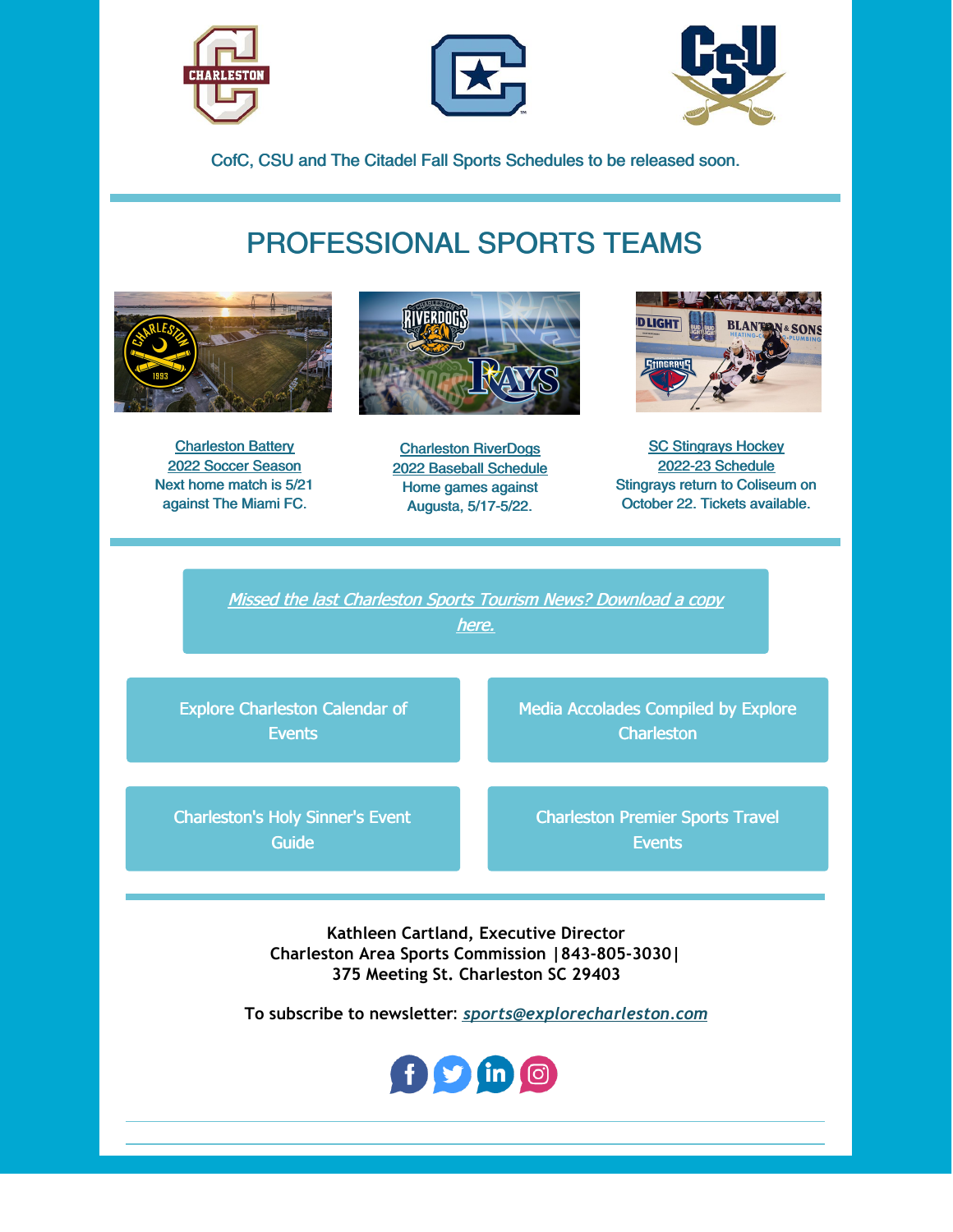CofC, CSU and The Citadel Fall Sports Schedules to be released soon.

## PROFESSIONAL SPORTS TEAMS

Charleston Battery
2022 Soccer Season
Next home match is 5/21 against The Miami FC.

Charleston RiverDogs
2022 Baseball Schedule
Home games against Augusta, 5/17-5/22.

SC Stingrays Hockey
2022-23 Schedule
Stingrays return to Coliseum on October 22. Tickets available.

*Missed the last Charleston Sports Tourism News? Download a copy here.*

Explore Charleston Calendar of Events

Media Accolades Compiled by Explore Charleston

Charleston's Holy Sinner's Event Guide

Charleston Premier Sports Travel Events

**Kathleen Cartland, Executive Director**
**Charleston Area Sports Commission |843-805-3030|**
**375 Meeting St. Charleston SC 29403**

**To subscribe to newsletter:** ***sports@explorecharleston.com***